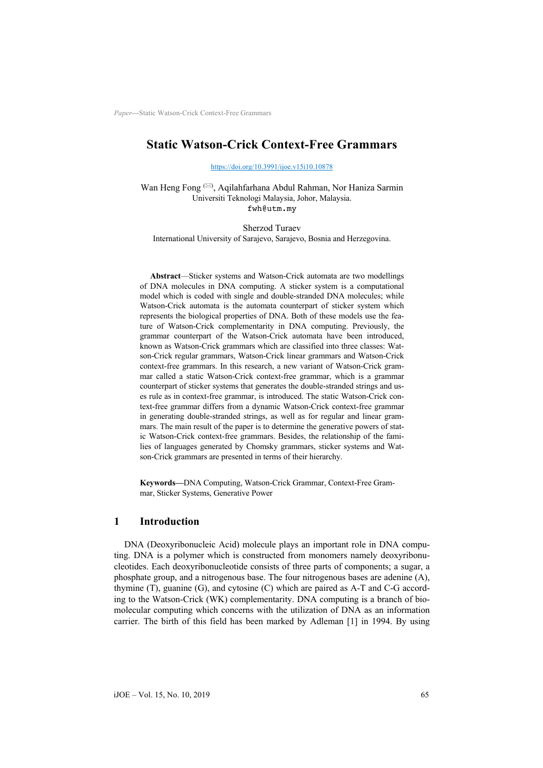# Static Watson-Crick Context-Free Grammars

https://doi.org/10.3991/ijoe.v15i10.10878

Wan Heng Fong (✉), Aqilahfarhana Abdul Rahman, Nor Haniza Sarmin
Universiti Teknologi Malaysia, Johor, Malaysia.
fwh@utm.my

Sherzod Turaev
International University of Sarajevo, Sarajevo, Bosnia and Herzegovina.

**Abstract**—Sticker systems and Watson-Crick automata are two modellings of DNA molecules in DNA computing. A sticker system is a computational model which is coded with single and double-stranded DNA molecules; while Watson-Crick automata is the automata counterpart of sticker system which represents the biological properties of DNA. Both of these models use the feature of Watson-Crick complementarity in DNA computing. Previously, the grammar counterpart of the Watson-Crick automata have been introduced, known as Watson-Crick grammars which are classified into three classes: Watson-Crick regular grammars, Watson-Crick linear grammars and Watson-Crick context-free grammars. In this research, a new variant of Watson-Crick grammar called a static Watson-Crick context-free grammar, which is a grammar counterpart of sticker systems that generates the double-stranded strings and uses rule as in context-free grammar, is introduced. The static Watson-Crick context-free grammar differs from a dynamic Watson-Crick context-free grammar in generating double-stranded strings, as well as for regular and linear grammars. The main result of the paper is to determine the generative powers of static Watson-Crick context-free grammars. Besides, the relationship of the families of languages generated by Chomsky grammars, sticker systems and Watson-Crick grammars are presented in terms of their hierarchy.

**Keywords**—DNA Computing, Watson-Crick Grammar, Context-Free Grammar, Sticker Systems, Generative Power

## 1 Introduction

DNA (Deoxyribonucleic Acid) molecule plays an important role in DNA computing. DNA is a polymer which is constructed from monomers namely deoxyribonucleotides. Each deoxyribonucleotide consists of three parts of components; a sugar, a phosphate group, and a nitrogenous base. The four nitrogenous bases are adenine (A), thymine (T), guanine (G), and cytosine (C) which are paired as A-T and C-G according to the Watson-Crick (WK) complementarity. DNA computing is a branch of biomolecular computing which concerns with the utilization of DNA as an information carrier. The birth of this field has been marked by Adleman [1] in 1994. By using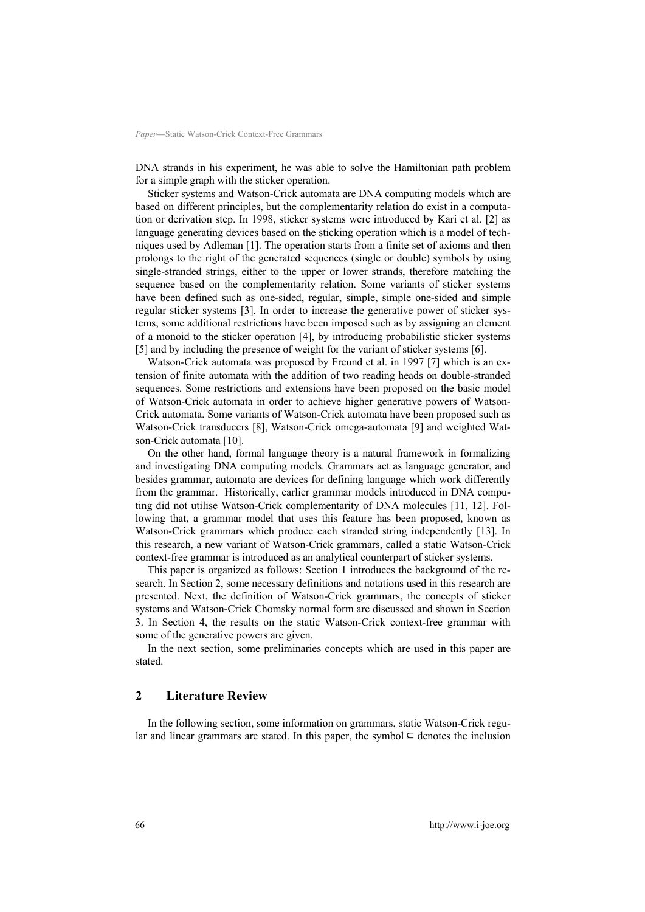DNA strands in his experiment, he was able to solve the Hamiltonian path problem for a simple graph with the sticker operation.

Sticker systems and Watson-Crick automata are DNA computing models which are based on different principles, but the complementarity relation do exist in a computation or derivation step. In 1998, sticker systems were introduced by Kari et al. [2] as language generating devices based on the sticking operation which is a model of techniques used by Adleman [1]. The operation starts from a finite set of axioms and then prolongs to the right of the generated sequences (single or double) symbols by using single-stranded strings, either to the upper or lower strands, therefore matching the sequence based on the complementarity relation. Some variants of sticker systems have been defined such as one-sided, regular, simple, simple one-sided and simple regular sticker systems [3]. In order to increase the generative power of sticker systems, some additional restrictions have been imposed such as by assigning an element of a monoid to the sticker operation [4], by introducing probabilistic sticker systems [5] and by including the presence of weight for the variant of sticker systems [6].

Watson-Crick automata was proposed by Freund et al. in 1997 [7] which is an extension of finite automata with the addition of two reading heads on double-stranded sequences. Some restrictions and extensions have been proposed on the basic model of Watson-Crick automata in order to achieve higher generative powers of Watson-Crick automata. Some variants of Watson-Crick automata have been proposed such as Watson-Crick transducers [8], Watson-Crick omega-automata [9] and weighted Watson-Crick automata [10].

On the other hand, formal language theory is a natural framework in formalizing and investigating DNA computing models. Grammars act as language generator, and besides grammar, automata are devices for defining language which work differently from the grammar. Historically, earlier grammar models introduced in DNA computing did not utilise Watson-Crick complementarity of DNA molecules [11, 12]. Following that, a grammar model that uses this feature has been proposed, known as Watson-Crick grammars which produce each stranded string independently [13]. In this research, a new variant of Watson-Crick grammars, called a static Watson-Crick context-free grammar is introduced as an analytical counterpart of sticker systems.

This paper is organized as follows: Section 1 introduces the background of the research. In Section 2, some necessary definitions and notations used in this research are presented. Next, the definition of Watson-Crick grammars, the concepts of sticker systems and Watson-Crick Chomsky normal form are discussed and shown in Section 3. In Section 4, the results on the static Watson-Crick context-free grammar with some of the generative powers are given.

In the next section, some preliminaries concepts which are used in this paper are stated.

## 2 Literature Review

In the following section, some information on grammars, static Watson-Crick regular and linear grammars are stated. In this paper, the symbol $\subseteq$ denotes the inclusion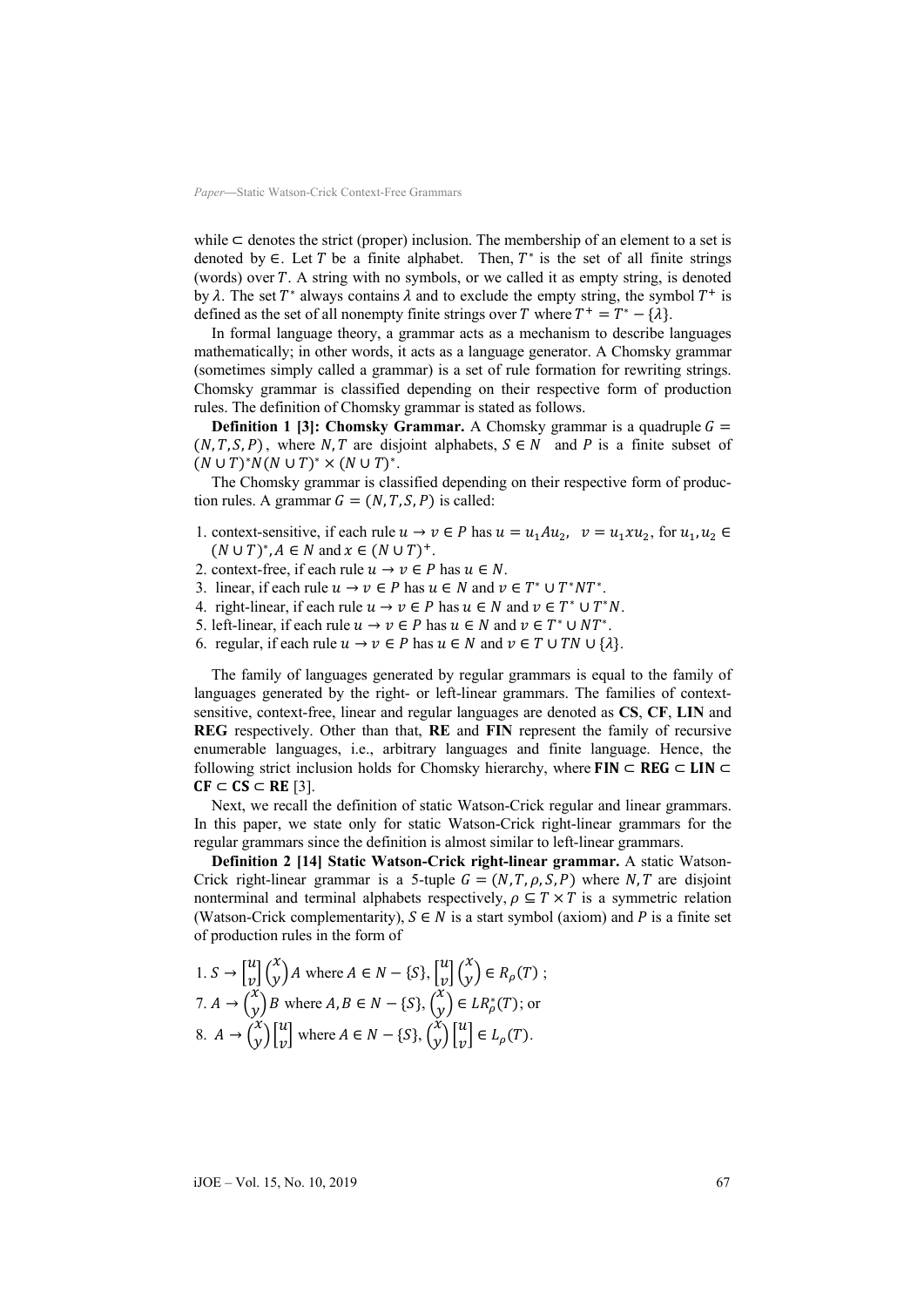while ⊂ denotes the strict (proper) inclusion. The membership of an element to a set is denoted by $\in$. Let $T$ be a finite alphabet. Then, $T^*$ is the set of all finite strings (words) over $T$. A string with no symbols, or we called it as empty string, is denoted by $\lambda$. The set $T^*$ always contains $\lambda$ and to exclude the empty string, the symbol $T^+$ is defined as the set of all nonempty finite strings over $T$ where $T^+ = T^* - \{\lambda\}$.

In formal language theory, a grammar acts as a mechanism to describe languages mathematically; in other words, it acts as a language generator. A Chomsky grammar (sometimes simply called a grammar) is a set of rule formation for rewriting strings. Chomsky grammar is classified depending on their respective form of production rules. The definition of Chomsky grammar is stated as follows.

**Definition 1 [3]: Chomsky Grammar.** A Chomsky grammar is a quadruple $G = (N, T, S, P)$, where $N, T$ are disjoint alphabets, $S \in N$ and $P$ is a finite subset of $(N \cup T)^* N (N \cup T)^* \times (N \cup T)^*$.

The Chomsky grammar is classified depending on their respective form of production rules. A grammar $G = (N, T, S, P)$ is called:

1. context-sensitive, if each rule $u \to v \in P$ has $u = u_1 A u_2$, $v = u_1 x u_2$, for $u_1, u_2 \in (N \cup T)^*, A \in N$ and $x \in (N \cup T)^+$.
2. context-free, if each rule $u \to v \in P$ has $u \in N$.
3. linear, if each rule $u \to v \in P$ has $u \in N$ and $v \in T^* \cup T^* N T^*$.
4. right-linear, if each rule $u \to v \in P$ has $u \in N$ and $v \in T^* \cup T^* N$.
5. left-linear, if each rule $u \to v \in P$ has $u \in N$ and $v \in T^* \cup N T^*$.
6. regular, if each rule $u \to v \in P$ has $u \in N$ and $v \in T \cup TN \cup \{\lambda\}$.

The family of languages generated by regular grammars is equal to the family of languages generated by the right- or left-linear grammars. The families of context-sensitive, context-free, linear and regular languages are denoted as **CS**, **CF**, **LIN** and **REG** respectively. Other than that, **RE** and **FIN** represent the family of recursive enumerable languages, i.e., arbitrary languages and finite language. Hence, the following strict inclusion holds for Chomsky hierarchy, where $\mathbf{FIN} \subset \mathbf{REG} \subset \mathbf{LIN} \subset \mathbf{CF} \subset \mathbf{CS} \subset \mathbf{RE}$ [3].

Next, we recall the definition of static Watson-Crick regular and linear grammars. In this paper, we state only for static Watson-Crick right-linear grammars for the regular grammars since the definition is almost similar to left-linear grammars.

**Definition 2 [14] Static Watson-Crick right-linear grammar.** A static Watson-Crick right-linear grammar is a 5-tuple $G = (N, T, \rho, S, P)$ where $N, T$ are disjoint nonterminal and terminal alphabets respectively, $\rho \subseteq T \times T$ is a symmetric relation (Watson-Crick complementarity), $S \in N$ is a start symbol (axiom) and $P$ is a finite set of production rules in the form of

1. $S \to \begin{bmatrix} u \\ v \end{bmatrix} \binom{x}{y} A$ where $A \in N - \{S\}$, $\begin{bmatrix} u \\ v \end{bmatrix} \binom{x}{y} \in R_\rho(T)$ ;
7. $A \to \binom{x}{y} B$ where $A, B \in N - \{S\}$, $\binom{x}{y} \in LR_\rho^*(T)$; or
8. $A \to \binom{x}{y} \begin{bmatrix} u \\ v \end{bmatrix}$ where $A \in N - \{S\}$, $\binom{x}{y} \begin{bmatrix} u \\ v \end{bmatrix} \in L_\rho(T)$.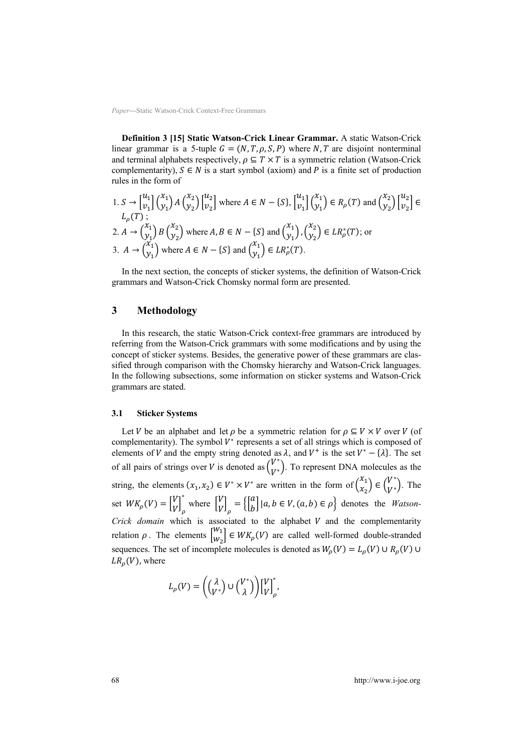**Definition 3 [15] Static Watson-Crick Linear Grammar.** A static Watson-Crick linear grammar is a 5-tuple $G = (N, T, \rho, S, P)$ where $N, T$ are disjoint nonterminal and terminal alphabets respectively, $\rho \subseteq T \times T$ is a symmetric relation (Watson-Crick complementarity), $S \in N$ is a start symbol (axiom) and $P$ is a finite set of production rules in the form of

1. $S \rightarrow \begin{bmatrix} u_1 \\ v_1 \end{bmatrix} \begin{pmatrix} x_1 \\ y_1 \end{pmatrix} A \begin{pmatrix} x_2 \\ y_2 \end{pmatrix} \begin{bmatrix} u_2 \\ v_2 \end{bmatrix}$ where $A \in N - \{S\}$, $\begin{bmatrix} u_1 \\ v_1 \end{bmatrix} \begin{pmatrix} x_1 \\ y_1 \end{pmatrix} \in R_\rho(T)$ and $\begin{pmatrix} x_2 \\ y_2 \end{pmatrix} \begin{bmatrix} u_2 \\ v_2 \end{bmatrix} \in L_\rho(T)$ ;
2. $A \rightarrow \begin{pmatrix} x_1 \\ y_1 \end{pmatrix} B \begin{pmatrix} x_2 \\ y_2 \end{pmatrix}$ where $A, B \in N - \{S\}$ and $\begin{pmatrix} x_1 \\ y_1 \end{pmatrix}, \begin{pmatrix} x_2 \\ y_2 \end{pmatrix} \in LR_\rho^*(T)$; or
3. $A \rightarrow \begin{pmatrix} x_1 \\ y_1 \end{pmatrix}$ where $A \in N - \{S\}$ and $\begin{pmatrix} x_1 \\ y_1 \end{pmatrix} \in LR_\rho^*(T)$.

In the next section, the concepts of sticker systems, the definition of Watson-Crick grammars and Watson-Crick Chomsky normal form are presented.

## 3 Methodology

In this research, the static Watson-Crick context-free grammars are introduced by referring from the Watson-Crick grammars with some modifications and by using the concept of sticker systems. Besides, the generative power of these grammars are classified through comparison with the Chomsky hierarchy and Watson-Crick languages. In the following subsections, some information on sticker systems and Watson-Crick grammars are stated.

### 3.1 Sticker Systems

Let $V$ be an alphabet and let $\rho$ be a symmetric relation for $\rho \subseteq V \times V$ over $V$ (of complementarity). The symbol $V^*$ represents a set of all strings which is composed of elements of $V$ and the empty string denoted as $\lambda$, and $V^+$ is the set $V^* - \{\lambda\}$. The set of all pairs of strings over $V$ is denoted as $\begin{pmatrix} V^* \\ V^* \end{pmatrix}$. To represent DNA molecules as the string, the elements $(x_1, x_2) \in V^* \times V^*$ are written in the form of $\begin{pmatrix} x_1 \\ x_2 \end{pmatrix} \in \begin{pmatrix} V^* \\ V^* \end{pmatrix}$. The set $WK_\rho(V) = \begin{bmatrix} V \\ V \end{bmatrix}_\rho^*$ where $\begin{bmatrix} V \\ V \end{bmatrix}_\rho = \left\{ \begin{bmatrix} a \\ b \end{bmatrix} \mid a, b \in V, (a, b) \in \rho \right\}$ denotes the *Watson-Crick domain* which is associated to the alphabet $V$ and the complementarity relation $\rho$. The elements $\begin{bmatrix} w_1 \\ w_2 \end{bmatrix} \in WK_\rho(V)$ are called well-formed double-stranded sequences. The set of incomplete molecules is denoted as $W_\rho(V) = L_\rho(V) \cup R_\rho(V) \cup LR_\rho(V)$, where

$$L_\rho(V) = \left( \begin{pmatrix} \lambda \\ V^* \end{pmatrix} \cup \begin{pmatrix} V^* \\ \lambda \end{pmatrix} \right) \begin{bmatrix} V \\ V \end{bmatrix}_\rho^*,$$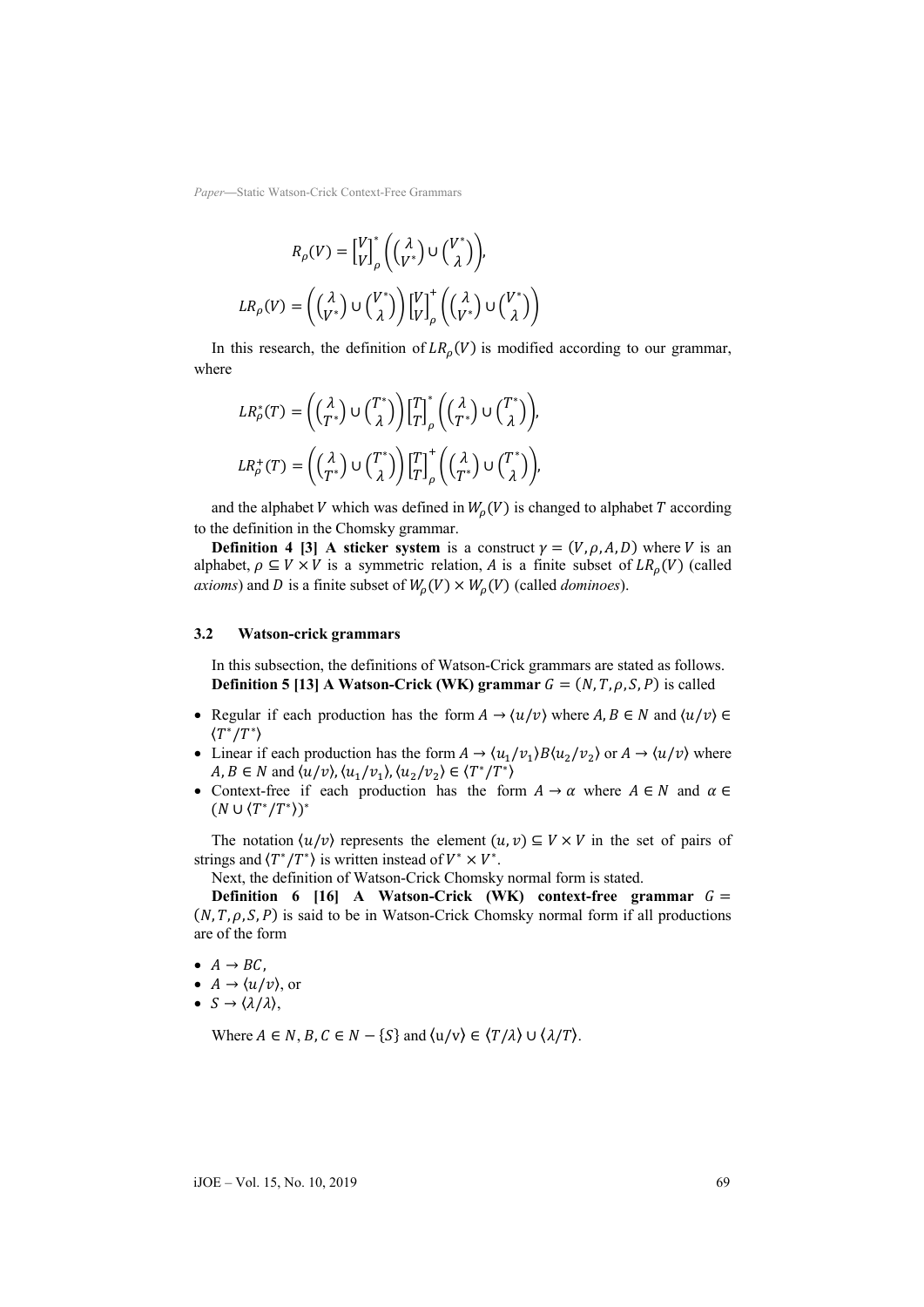$$R_\rho(V) = \begin{bmatrix} V \\ V \end{bmatrix}_\rho^* \left( \begin{pmatrix} \lambda \\ V^* \end{pmatrix} \cup \begin{pmatrix} V^* \\ \lambda \end{pmatrix} \right),$$

$$LR_\rho(V) = \left( \begin{pmatrix} \lambda \\ V^* \end{pmatrix} \cup \begin{pmatrix} V^* \\ \lambda \end{pmatrix} \right) \begin{bmatrix} V \\ V \end{bmatrix}_\rho^+ \left( \begin{pmatrix} \lambda \\ V^* \end{pmatrix} \cup \begin{pmatrix} V^* \\ \lambda \end{pmatrix} \right)$$

In this research, the definition of $LR_\rho(V)$ is modified according to our grammar, where

$$LR_\rho^*(T) = \left( \begin{pmatrix} \lambda \\ T^* \end{pmatrix} \cup \begin{pmatrix} T^* \\ \lambda \end{pmatrix} \right) \begin{bmatrix} T \\ T \end{bmatrix}_\rho^* \left( \begin{pmatrix} \lambda \\ T^* \end{pmatrix} \cup \begin{pmatrix} T^* \\ \lambda \end{pmatrix} \right),$$

$$LR_\rho^+(T) = \left( \begin{pmatrix} \lambda \\ T^* \end{pmatrix} \cup \begin{pmatrix} T^* \\ \lambda \end{pmatrix} \right) \begin{bmatrix} T \\ T \end{bmatrix}_\rho^+ \left( \begin{pmatrix} \lambda \\ T^* \end{pmatrix} \cup \begin{pmatrix} T^* \\ \lambda \end{pmatrix} \right),$$

and the alphabet $V$ which was defined in $W_\rho(V)$ is changed to alphabet $T$ according to the definition in the Chomsky grammar.

**Definition 4 [3] A sticker system** is a construct $\gamma = (V, \rho, A, D)$ where $V$ is an alphabet, $\rho \subseteq V \times V$ is a symmetric relation, $A$ is a finite subset of $LR_\rho(V)$ (called *axioms*) and $D$ is a finite subset of $W_\rho(V) \times W_\rho(V)$ (called *dominoes*).

### 3.2 Watson-crick grammars

In this subsection, the definitions of Watson-Crick grammars are stated as follows.

**Definition 5 [13] A Watson-Crick (WK) grammar** $G = (N, T, \rho, S, P)$ is called

- Regular if each production has the form $A \to \langle u/v \rangle$ where $A, B \in N$ and $\langle u/v \rangle \in \langle T^*/T^* \rangle$
- Linear if each production has the form $A \to \langle u_1/v_1 \rangle B \langle u_2/v_2 \rangle$ or $A \to \langle u/v \rangle$ where $A, B \in N$ and $\langle u/v \rangle, \langle u_1/v_1 \rangle, \langle u_2/v_2 \rangle \in \langle T^*/T^* \rangle$
- Context-free if each production has the form $A \to \alpha$ where $A \in N$ and $\alpha \in (N \cup \langle T^*/T^* \rangle)^*$

The notation $\langle u/v \rangle$ represents the element $(u, v) \subseteq V \times V$ in the set of pairs of strings and $\langle T^*/T^* \rangle$ is written instead of $V^* \times V^*$.

Next, the definition of Watson-Crick Chomsky normal form is stated.

**Definition 6 [16] A Watson-Crick (WK) context-free grammar** $G = (N, T, \rho, S, P)$ is said to be in Watson-Crick Chomsky normal form if all productions are of the form

- $A \to BC$,
- $A \to \langle u/v \rangle$, or
- $S \to \langle \lambda/\lambda \rangle$,

Where $A \in N$, $B, C \in N - \{S\}$ and $\langle u/v \rangle \in \langle T/\lambda \rangle \cup \langle \lambda/T \rangle$.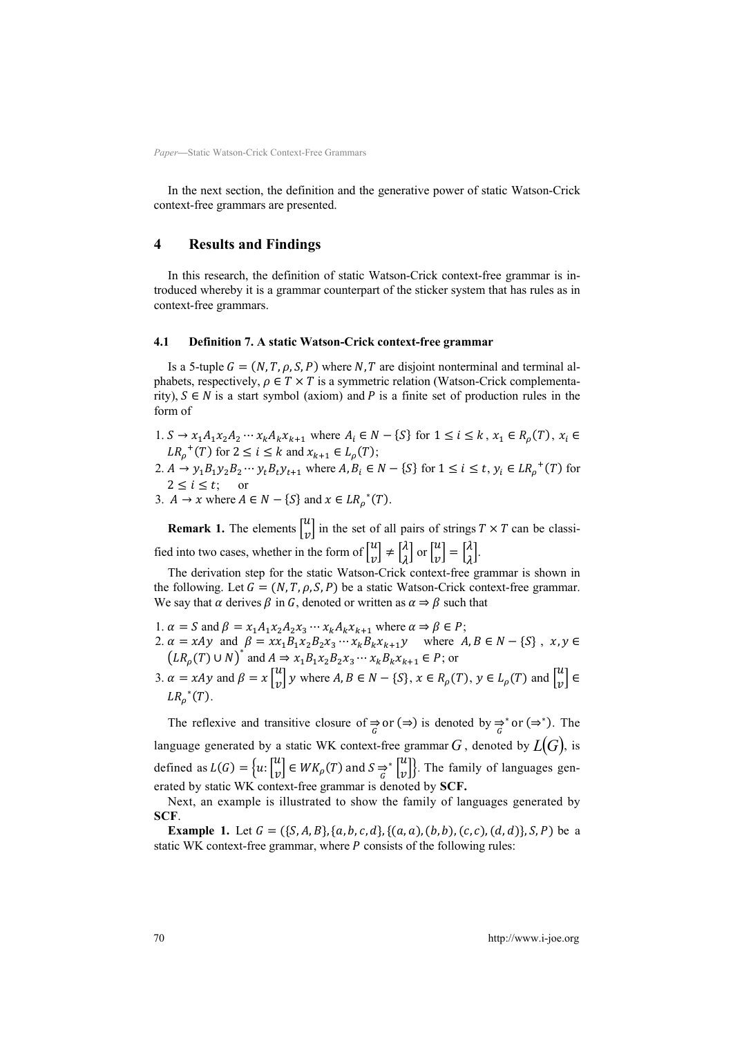In the next section, the definition and the generative power of static Watson-Crick context-free grammars are presented.

## 4 Results and Findings

In this research, the definition of static Watson-Crick context-free grammar is introduced whereby it is a grammar counterpart of the sticker system that has rules as in context-free grammars.

### 4.1 Definition 7. A static Watson-Crick context-free grammar

Is a 5-tuple $G = (N, T, \rho, S, P)$ where $N, T$ are disjoint nonterminal and terminal alphabets, respectively, $\rho \in T \times T$ is a symmetric relation (Watson-Crick complementarity), $S \in N$ is a start symbol (axiom) and $P$ is a finite set of production rules in the form of

1. $S \rightarrow x_1 A_1 x_2 A_2 \cdots x_k A_k x_{k+1}$ where $A_i \in N - \{S\}$ for $1 \leq i \leq k$, $x_1 \in R_\rho(T)$, $x_i \in LR_\rho{}^{+}(T)$ for $2 \leq i \leq k$ and $x_{k+1} \in L_\rho(T)$;
2. $A \rightarrow y_1 B_1 y_2 B_2 \cdots y_t B_t y_{t+1}$ where $A, B_i \in N - \{S\}$ for $1 \leq i \leq t$, $y_i \in LR_\rho{}^{+}(T)$ for $2 \leq i \leq t$; or
3. $A \rightarrow x$ where $A \in N - \{S\}$ and $x \in LR_\rho{}^{*}(T)$.

**Remark 1.** The elements $\begin{bmatrix} u \\ v \end{bmatrix}$ in the set of all pairs of strings $T \times T$ can be classified into two cases, whether in the form of $\begin{bmatrix} u \\ v \end{bmatrix} \neq \begin{bmatrix} \lambda \\ \lambda \end{bmatrix}$ or $\begin{bmatrix} u \\ v \end{bmatrix} = \begin{bmatrix} \lambda \\ \lambda \end{bmatrix}$.

The derivation step for the static Watson-Crick context-free grammar is shown in the following. Let $G = (N, T, \rho, S, P)$ be a static Watson-Crick context-free grammar. We say that $\alpha$ derives $\beta$ in $G$, denoted or written as $\alpha \Rightarrow \beta$ such that

1. $\alpha = S$ and $\beta = x_1 A_1 x_2 A_2 x_3 \cdots x_k A_k x_{k+1}$ where $\alpha \Rightarrow \beta \in P$;
2. $\alpha = xAy$ and $\beta = x x_1 B_1 x_2 B_2 x_3 \cdots x_k B_k x_{k+1} y$ where $A, B \in N - \{S\}$, $x, y \in \left(LR_\rho(T) \cup N\right)^{*}$ and $A \Rightarrow x_1 B_1 x_2 B_2 x_3 \cdots x_k B_k x_{k+1} \in P$; or
3. $\alpha = xAy$ and $\beta = x \begin{bmatrix} u \\ v \end{bmatrix} y$ where $A, B \in N - \{S\}$, $x \in R_\rho(T)$, $y \in L_\rho(T)$ and $\begin{bmatrix} u \\ v \end{bmatrix} \in LR_\rho{}^{*}(T)$.

The reflexive and transitive closure of $\underset{G}{\Rightarrow}$ or $(\Rightarrow)$ is denoted by $\underset{G}{\Rightarrow}^{*}$ or $(\Rightarrow^{*})$. The language generated by a static WK context-free grammar $G$, denoted by $L(G)$, is defined as $L(G) = \left\{u : \begin{bmatrix} u \\ v \end{bmatrix} \in WK_\rho(T) \text{ and } S \underset{G}{\Rightarrow}^{*} \begin{bmatrix} u \\ v \end{bmatrix}\right\}$. The family of languages generated by static WK context-free grammar is denoted by **SCF.**

Next, an example is illustrated to show the family of languages generated by **SCF**.

**Example 1.** Let $G = (\{S, A, B\}, \{a, b, c, d\}, \{(a, a), (b, b), (c, c), (d, d)\}, S, P)$ be a static WK context-free grammar, where $P$ consists of the following rules: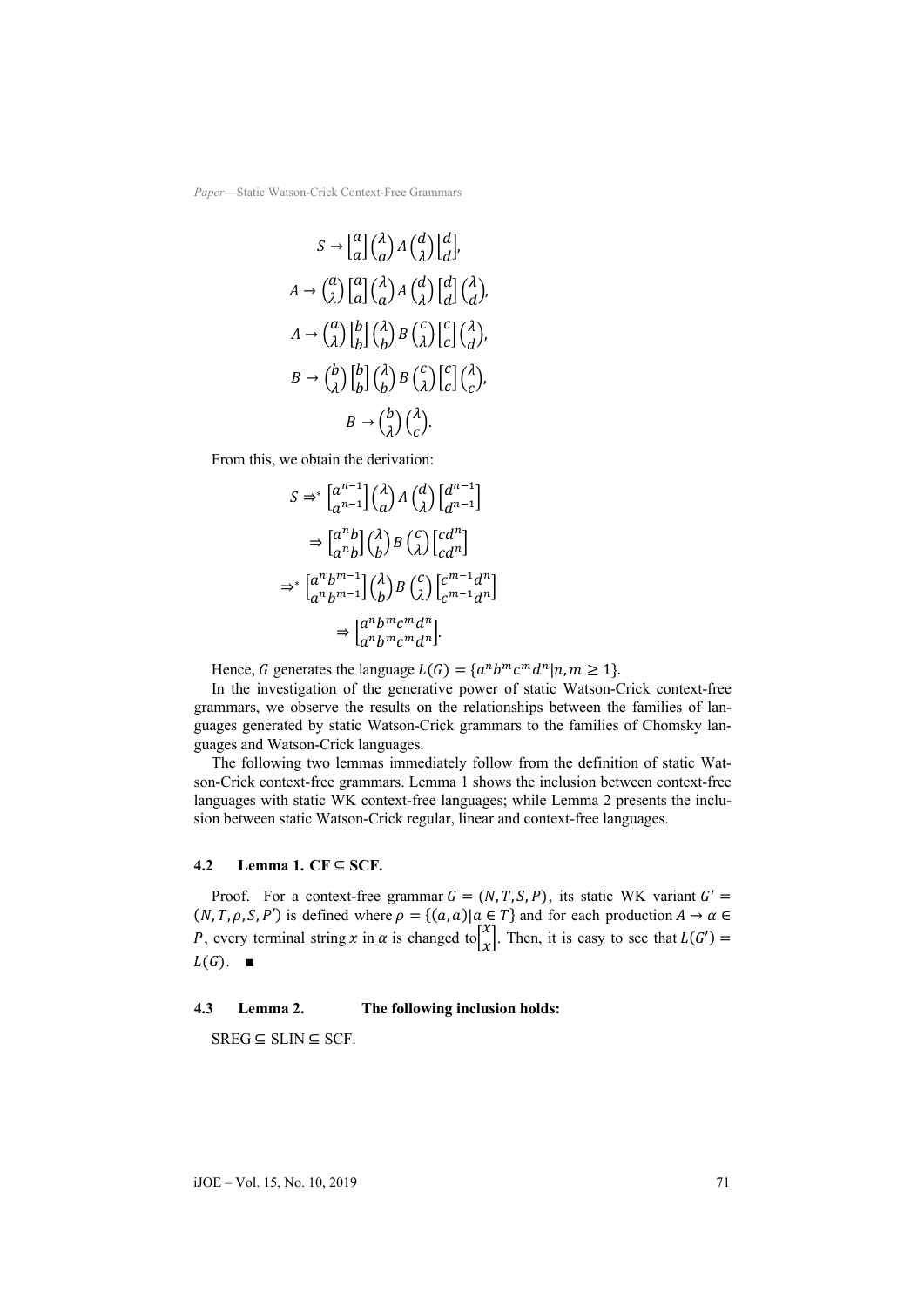$$S \rightarrow \begin{bmatrix} a \\ a \end{bmatrix} \binom{\lambda}{a} A \binom{d}{\lambda} \begin{bmatrix} d \\ d \end{bmatrix},$$

$$A \rightarrow \binom{a}{\lambda} \begin{bmatrix} a \\ a \end{bmatrix} \binom{\lambda}{a} A \binom{d}{\lambda} \begin{bmatrix} d \\ d \end{bmatrix} \binom{\lambda}{d},$$

$$A \rightarrow \binom{a}{\lambda} \begin{bmatrix} b \\ b \end{bmatrix} \binom{\lambda}{b} B \binom{c}{\lambda} \begin{bmatrix} c \\ c \end{bmatrix} \binom{\lambda}{d},$$

$$B \rightarrow \binom{b}{\lambda} \begin{bmatrix} b \\ b \end{bmatrix} \binom{\lambda}{b} B \binom{c}{\lambda} \begin{bmatrix} c \\ c \end{bmatrix} \binom{\lambda}{c},$$

$$B \rightarrow \binom{b}{\lambda} \binom{\lambda}{c}.$$

From this, we obtain the derivation:

$$S \Rightarrow^* \begin{bmatrix} a^{n-1} \\ a^{n-1} \end{bmatrix} \binom{\lambda}{a} A \binom{d}{\lambda} \begin{bmatrix} d^{n-1} \\ d^{n-1} \end{bmatrix}$$

$$\Rightarrow \begin{bmatrix} a^n b \\ a^n b \end{bmatrix} \binom{\lambda}{b} B \binom{c}{\lambda} \begin{bmatrix} cd^n \\ cd^n \end{bmatrix}$$

$$\Rightarrow^* \begin{bmatrix} a^n b^{m-1} \\ a^n b^{m-1} \end{bmatrix} \binom{\lambda}{b} B \binom{c}{\lambda} \begin{bmatrix} c^{m-1} d^n \\ c^{m-1} d^n \end{bmatrix}$$

$$\Rightarrow \begin{bmatrix} a^n b^m c^m d^n \\ a^n b^m c^m d^n \end{bmatrix}.$$

Hence, $G$ generates the language $L(G) = \{a^n b^m c^m d^n | n, m \geq 1\}$.

In the investigation of the generative power of static Watson-Crick context-free grammars, we observe the results on the relationships between the families of languages generated by static Watson-Crick grammars to the families of Chomsky languages and Watson-Crick languages.

The following two lemmas immediately follow from the definition of static Watson-Crick context-free grammars. Lemma 1 shows the inclusion between context-free languages with static WK context-free languages; while Lemma 2 presents the inclusion between static Watson-Crick regular, linear and context-free languages.

### 4.2 Lemma 1. CF ⊆ SCF.

Proof. For a context-free grammar $G = (N, T, S, P)$, its static WK variant $G' = (N, T, \rho, S, P')$ is defined where $\rho = \{(a, a) | a \in T\}$ and for each production $A \rightarrow \alpha \in P$, every terminal string $x$ in $\alpha$ is changed to $\begin{bmatrix} x \\ x \end{bmatrix}$. Then, it is easy to see that $L(G') = L(G)$. ∎

### 4.3 Lemma 2. The following inclusion holds:

SREG ⊆ SLIN ⊆ SCF.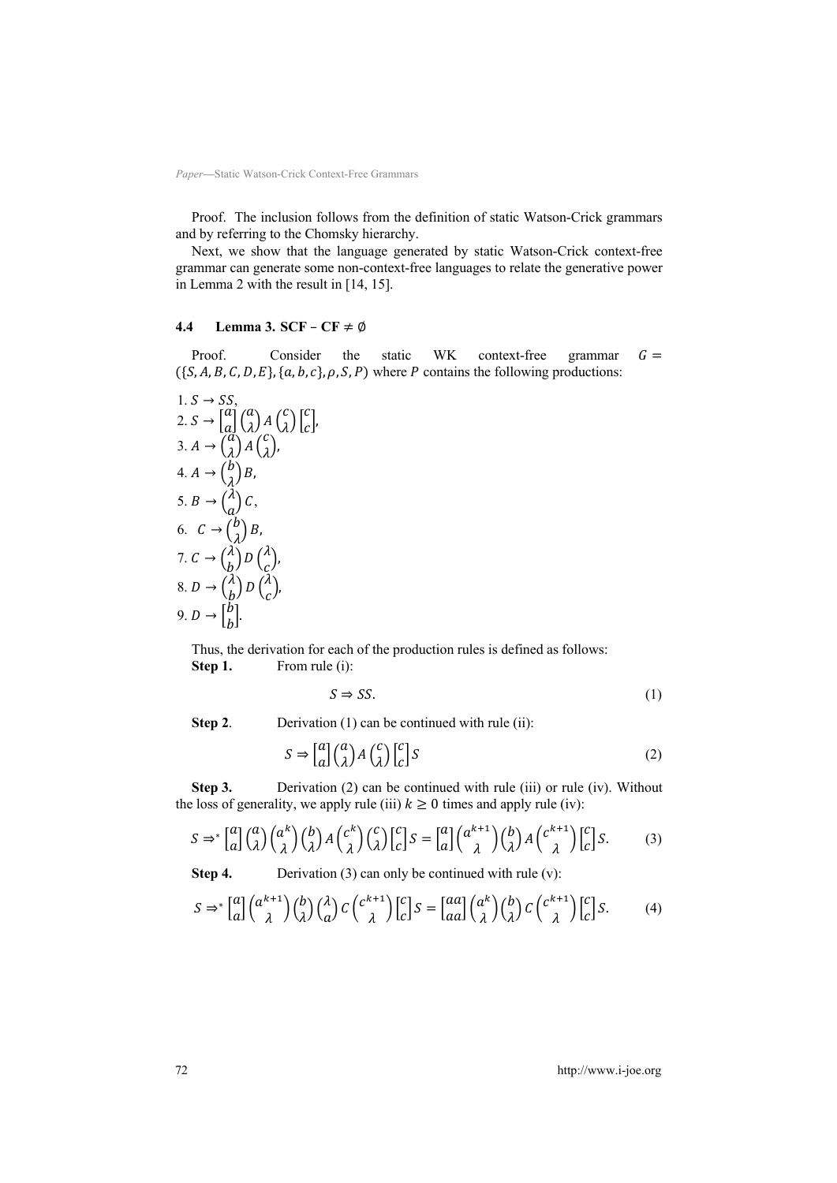Proof. The inclusion follows from the definition of static Watson-Crick grammars and by referring to the Chomsky hierarchy.

Next, we show that the language generated by static Watson-Crick context-free grammar can generate some non-context-free languages to relate the generative power in Lemma 2 with the result in [14, 15].

### 4.4 Lemma 3. SCF − CF ≠ ∅

Proof. Consider the static WK context-free grammar $G = (\{S, A, B, C, D, E\}, \{a, b, c\}, \rho, S, P)$ where $P$ contains the following productions:

1. $S \rightarrow SS$,
2. $S \rightarrow \begin{bmatrix} a \\ a \end{bmatrix} \begin{pmatrix} a \\ \lambda \end{pmatrix} A \begin{pmatrix} c \\ \lambda \end{pmatrix} \begin{bmatrix} c \\ c \end{bmatrix}$,
3. $A \rightarrow \begin{pmatrix} a \\ \lambda \end{pmatrix} A \begin{pmatrix} c \\ \lambda \end{pmatrix}$,
4. $A \rightarrow \begin{pmatrix} b \\ \lambda \end{pmatrix} B$,
5. $B \rightarrow \begin{pmatrix} \lambda \\ a \end{pmatrix} C$,
6. $C \rightarrow \begin{pmatrix} b \\ \lambda \end{pmatrix} B$,
7. $C \rightarrow \begin{pmatrix} \lambda \\ b \end{pmatrix} D \begin{pmatrix} \lambda \\ c \end{pmatrix}$,
8. $D \rightarrow \begin{pmatrix} \lambda \\ b \end{pmatrix} D \begin{pmatrix} \lambda \\ c \end{pmatrix}$,
9. $D \rightarrow \begin{bmatrix} b \\ b \end{bmatrix}$.

Thus, the derivation for each of the production rules is defined as follows:

**Step 1.** From rule (i):

$$S \Rightarrow SS. \tag{1}$$

**Step 2**. Derivation (1) can be continued with rule (ii):

$$S \Rightarrow \begin{bmatrix} a \\ a \end{bmatrix} \begin{pmatrix} a \\ \lambda \end{pmatrix} A \begin{pmatrix} c \\ \lambda \end{pmatrix} \begin{bmatrix} c \\ c \end{bmatrix} S \tag{2}$$

**Step 3.** Derivation (2) can be continued with rule (iii) or rule (iv). Without the loss of generality, we apply rule (iii) $k \geq 0$ times and apply rule (iv):

$$S \Rightarrow^* \begin{bmatrix} a \\ a \end{bmatrix} \begin{pmatrix} a \\ \lambda \end{pmatrix} \begin{pmatrix} a^k \\ \lambda \end{pmatrix} \begin{pmatrix} b \\ \lambda \end{pmatrix} A \begin{pmatrix} c^k \\ \lambda \end{pmatrix} \begin{pmatrix} c \\ \lambda \end{pmatrix} \begin{bmatrix} c \\ c \end{bmatrix} S = \begin{bmatrix} a \\ a \end{bmatrix} \begin{pmatrix} a^{k+1} \\ \lambda \end{pmatrix} \begin{pmatrix} b \\ \lambda \end{pmatrix} A \begin{pmatrix} c^{k+1} \\ \lambda \end{pmatrix} \begin{bmatrix} c \\ c \end{bmatrix} S. \tag{3}$$

**Step 4.** Derivation (3) can only be continued with rule (v):

$$S \Rightarrow^* \begin{bmatrix} a \\ a \end{bmatrix} \begin{pmatrix} a^{k+1} \\ \lambda \end{pmatrix} \begin{pmatrix} b \\ \lambda \end{pmatrix} \begin{pmatrix} \lambda \\ a \end{pmatrix} C \begin{pmatrix} c^{k+1} \\ \lambda \end{pmatrix} \begin{bmatrix} c \\ c \end{bmatrix} S = \begin{bmatrix} aa \\ aa \end{bmatrix} \begin{pmatrix} a^k \\ \lambda \end{pmatrix} \begin{pmatrix} b \\ \lambda \end{pmatrix} C \begin{pmatrix} c^{k+1} \\ \lambda \end{pmatrix} \begin{bmatrix} c \\ c \end{bmatrix} S. \tag{4}$$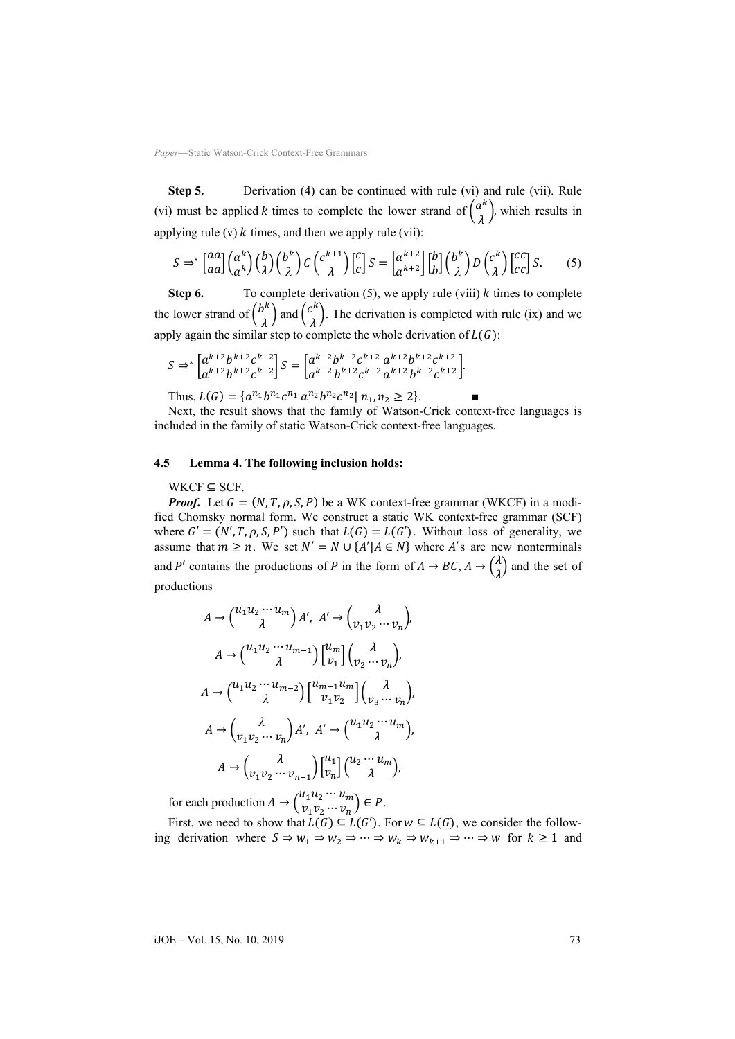**Step 5.** Derivation (4) can be continued with rule (vi) and rule (vii). Rule (vi) must be applied $k$ times to complete the lower strand of $\binom{a^k}{\lambda}$, which results in applying rule (v) $k$ times, and then we apply rule (vii):

$$S \Rightarrow^* \begin{bmatrix} aa \\ aa \end{bmatrix} \binom{a^k}{a^k} \binom{b}{\lambda} \binom{b^k}{\lambda} C \binom{c^{k+1}}{\lambda} \begin{bmatrix} c \\ c \end{bmatrix} S = \begin{bmatrix} a^{k+2} \\ a^{k+2} \end{bmatrix} \begin{bmatrix} b \\ b \end{bmatrix} \binom{b^k}{\lambda} D \binom{c^k}{\lambda} \begin{bmatrix} cc \\ cc \end{bmatrix} S. \qquad (5)$$

**Step 6.** To complete derivation (5), we apply rule (viii) $k$ times to complete the lower strand of $\binom{b^k}{\lambda}$ and $\binom{c^k}{\lambda}$. The derivation is completed with rule (ix) and we apply again the similar step to complete the whole derivation of $L(G)$:

$$S \Rightarrow^* \begin{bmatrix} a^{k+2}b^{k+2}c^{k+2} \\ a^{k+2}b^{k+2}c^{k+2} \end{bmatrix} S = \begin{bmatrix} a^{k+2}b^{k+2}c^{k+2}\ a^{k+2}b^{k+2}c^{k+2} \\ a^{k+2}\ b^{k+2}c^{k+2}\ a^{k+2}\ b^{k+2}c^{k+2} \end{bmatrix}.$$

Thus, $L(G) = \{a^{n_1}b^{n_1}c^{n_1}\ a^{n_2}b^{n_2}c^{n_2} \mid n_1, n_2 \geq 2\}$. ■

Next, the result shows that the family of Watson-Crick context-free languages is included in the family of static Watson-Crick context-free languages.

### 4.5 Lemma 4. The following inclusion holds:

WKCF $\subseteq$ SCF.

***Proof.*** Let $G = (N, T, \rho, S, P)$ be a WK context-free grammar (WKCF) in a modified Chomsky normal form. We construct a static WK context-free grammar (SCF) where $G' = (N', T, \rho, S, P')$ such that $L(G) = L(G')$. Without loss of generality, we assume that $m \geq n$. We set $N' = N \cup \{A' \mid A \in N\}$ where $A'$s are new nonterminals and $P'$ contains the productions of $P$ in the form of $A \to BC$, $A \to \binom{\lambda}{\lambda}$ and the set of productions

$$A \to \binom{u_1u_2\cdots u_m}{\lambda} A',\ A' \to \binom{\lambda}{v_1v_2\cdots v_n},$$

$$A \to \binom{u_1u_2\cdots u_{m-1}}{\lambda} \begin{bmatrix} u_m \\ v_1 \end{bmatrix} \binom{\lambda}{v_2\cdots v_n},$$

$$A \to \binom{u_1u_2\cdots u_{m-2}}{\lambda} \begin{bmatrix} u_{m-1}u_m \\ v_1v_2 \end{bmatrix} \binom{\lambda}{v_3\cdots v_n},$$

$$A \to \binom{\lambda}{v_1v_2\cdots v_n} A',\ A' \to \binom{u_1u_2\cdots u_m}{\lambda},$$

$$A \to \binom{\lambda}{v_1v_2\cdots v_{n-1}} \begin{bmatrix} u_1 \\ v_n \end{bmatrix} \binom{u_2\cdots u_m}{\lambda},$$

for each production $A \to \binom{u_1u_2\cdots u_m}{v_1v_2\cdots v_n} \in P$.

First, we need to show that $L(G) \subseteq L(G')$. For $w \subseteq L(G)$, we consider the following derivation where $S \Rightarrow w_1 \Rightarrow w_2 \Rightarrow \cdots \Rightarrow w_k \Rightarrow w_{k+1} \Rightarrow \cdots \Rightarrow w$ for $k \geq 1$ and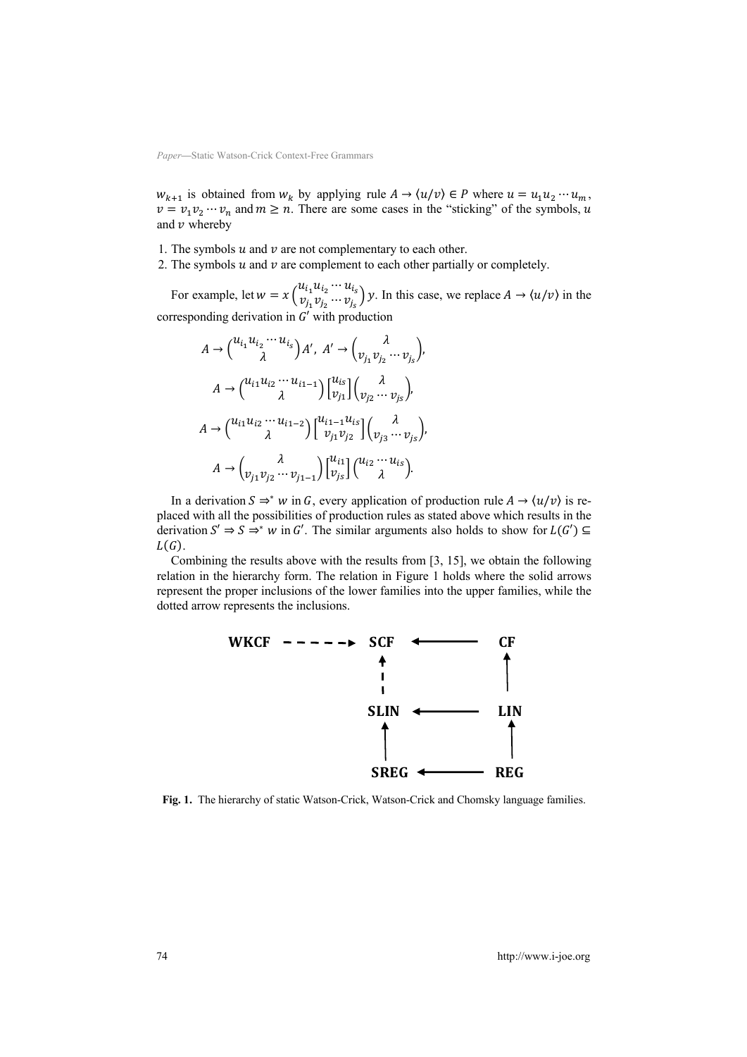$w_{k+1}$ is obtained from $w_k$ by applying rule $A \to \langle u/v \rangle \in P$ where $u = u_1 u_2 \cdots u_m$, $v = v_1 v_2 \cdots v_n$ and $m \geq n$. There are some cases in the "sticking" of the symbols, $u$ and $v$ whereby

1. The symbols $u$ and $v$ are not complementary to each other.
2. The symbols $u$ and $v$ are complement to each other partially or completely.

For example, let $w = x \binom{u_{i_1} u_{i_2} \cdots u_{i_s}}{v_{j_1} v_{j_2} \cdots v_{j_s}} y$. In this case, we replace $A \to \langle u/v \rangle$ in the corresponding derivation in $G'$ with production

$$A \to \binom{u_{i_1} u_{i_2} \cdots u_{i_s}}{\lambda} A', \; A' \to \binom{\lambda}{v_{j_1} v_{j_2} \cdots v_{j_s}},$$

$$A \to \binom{u_{i1} u_{i2} \cdots u_{i1-1}}{\lambda} \begin{bmatrix} u_{is} \\ v_{j1} \end{bmatrix} \binom{\lambda}{v_{j2} \cdots v_{js}},$$

$$A \to \binom{u_{i1} u_{i2} \cdots u_{i1-2}}{\lambda} \begin{bmatrix} u_{i1-1} u_{is} \\ v_{j1} v_{j2} \end{bmatrix} \binom{\lambda}{v_{j3} \cdots v_{js}},$$

$$A \to \binom{\lambda}{v_{j1} v_{j2} \cdots v_{j1-1}} \begin{bmatrix} u_{i1} \\ v_{js} \end{bmatrix} \binom{u_{i2} \cdots u_{is}}{\lambda}.$$

In a derivation $S \Rightarrow^* w$ in $G$, every application of production rule $A \to \langle u/v \rangle$ is replaced with all the possibilities of production rules as stated above which results in the derivation $S' \Rightarrow S \Rightarrow^* w$ in $G'$. The similar arguments also holds to show for $L(G') \subseteq L(G)$.

Combining the results above with the results from [3, 15], we obtain the following relation in the hierarchy form. The relation in Figure 1 holds where the solid arrows represent the proper inclusions of the lower families into the upper families, while the dotted arrow represents the inclusions.

```
WKCF - - - - -> SCF <-------- CF
                 ^             ^
                 :             |
                SLIN <------- LIN
                 ^             ^
                 |             |
                SREG <------- REG
```

**Fig. 1.** The hierarchy of static Watson-Crick, Watson-Crick and Chomsky language families.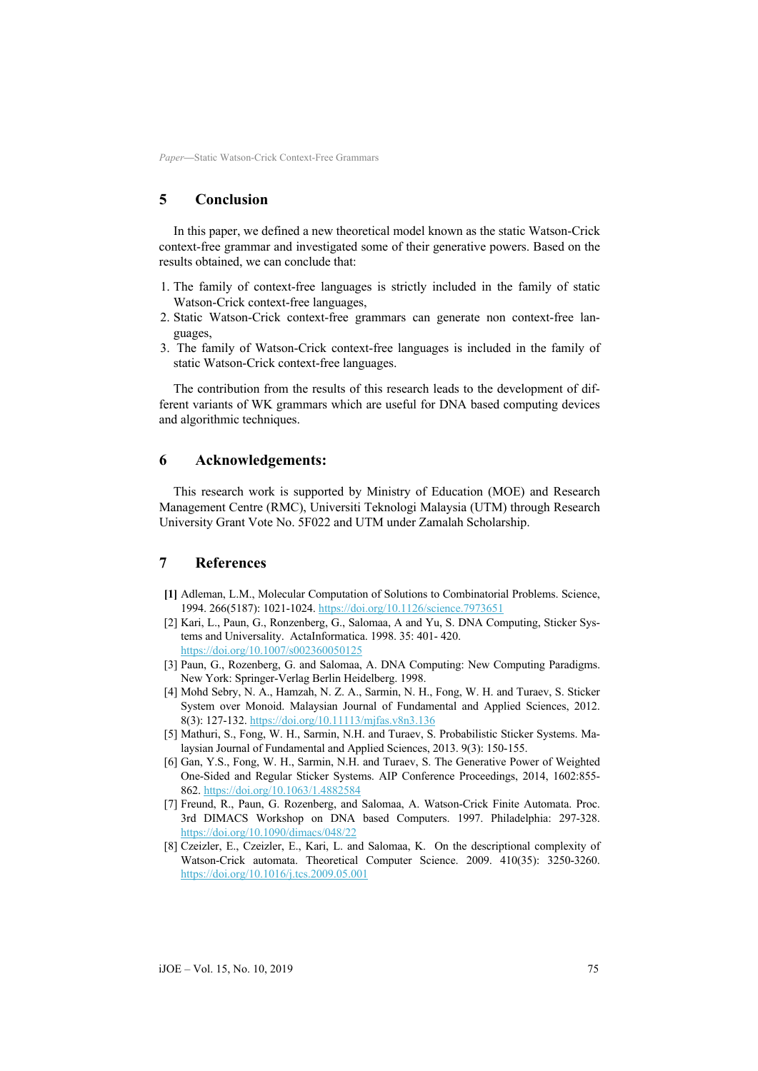## 5 Conclusion

In this paper, we defined a new theoretical model known as the static Watson-Crick context-free grammar and investigated some of their generative powers. Based on the results obtained, we can conclude that:

1. The family of context-free languages is strictly included in the family of static Watson-Crick context-free languages,
2. Static Watson-Crick context-free grammars can generate non context-free languages,
3. The family of Watson-Crick context-free languages is included in the family of static Watson-Crick context-free languages.

The contribution from the results of this research leads to the development of different variants of WK grammars which are useful for DNA based computing devices and algorithmic techniques.

## 6 Acknowledgements:

This research work is supported by Ministry of Education (MOE) and Research Management Centre (RMC), Universiti Teknologi Malaysia (UTM) through Research University Grant Vote No. 5F022 and UTM under Zamalah Scholarship.

## 7 References

**[1]** Adleman, L.M., Molecular Computation of Solutions to Combinatorial Problems. Science, 1994. 266(5187): 1021-1024. https://doi.org/10.1126/science.7973651

[2] Kari, L., Paun, G., Ronzenberg, G., Salomaa, A and Yu, S. DNA Computing, Sticker Systems and Universality. ActaInformatica. 1998. 35: 401- 420. https://doi.org/10.1007/s002360050125

[3] Paun, G., Rozenberg, G. and Salomaa, A. DNA Computing: New Computing Paradigms. New York: Springer-Verlag Berlin Heidelberg. 1998.

[4] Mohd Sebry, N. A., Hamzah, N. Z. A., Sarmin, N. H., Fong, W. H. and Turaev, S. Sticker System over Monoid. Malaysian Journal of Fundamental and Applied Sciences, 2012. 8(3): 127-132. https://doi.org/10.11113/mjfas.v8n3.136

[5] Mathuri, S., Fong, W. H., Sarmin, N.H. and Turaev, S. Probabilistic Sticker Systems. Malaysian Journal of Fundamental and Applied Sciences, 2013. 9(3): 150-155.

[6] Gan, Y.S., Fong, W. H., Sarmin, N.H. and Turaev, S. The Generative Power of Weighted One-Sided and Regular Sticker Systems. AIP Conference Proceedings, 2014, 1602:855-862. https://doi.org/10.1063/1.4882584

[7] Freund, R., Paun, G. Rozenberg, and Salomaa, A. Watson-Crick Finite Automata. Proc. 3rd DIMACS Workshop on DNA based Computers. 1997. Philadelphia: 297-328. https://doi.org/10.1090/dimacs/048/22

[8] Czeizler, E., Czeizler, E., Kari, L. and Salomaa, K. On the descriptional complexity of Watson-Crick automata. Theoretical Computer Science. 2009. 410(35): 3250-3260. https://doi.org/10.1016/j.tcs.2009.05.001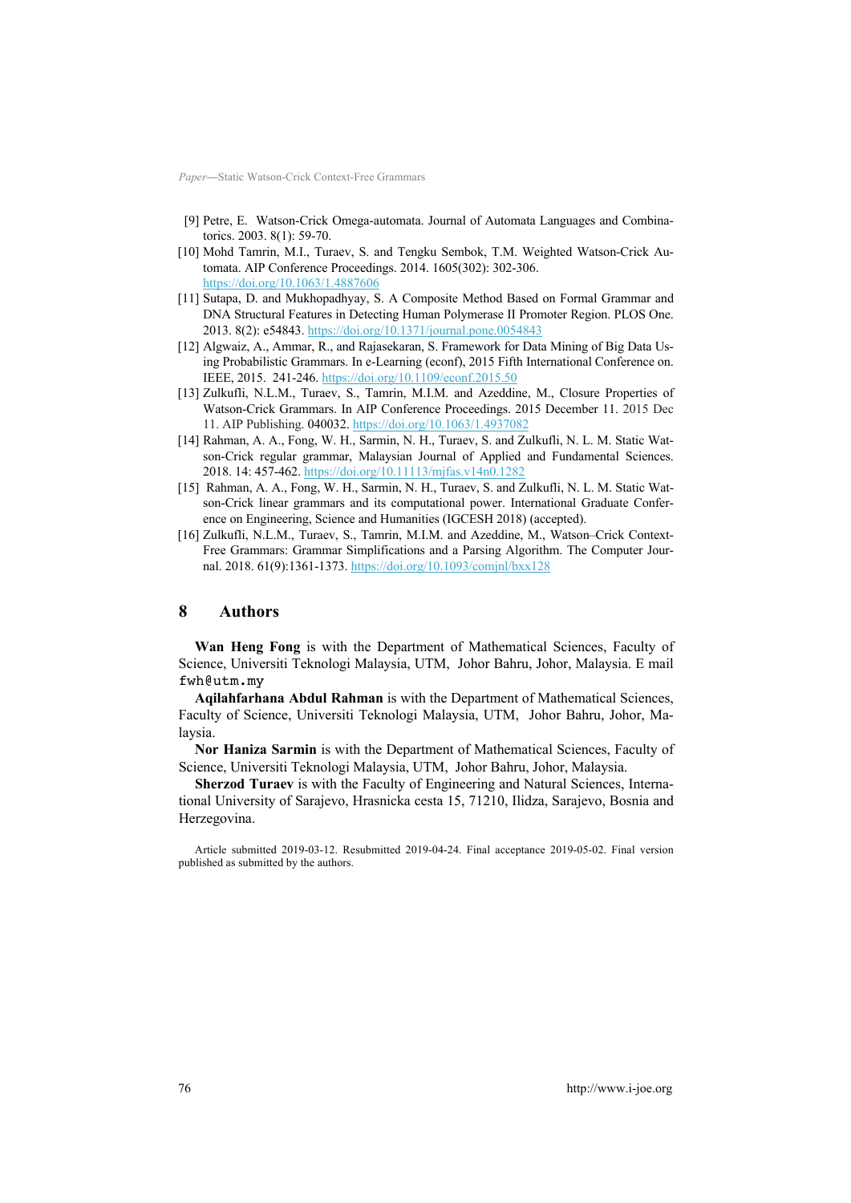[9] Petre, E. Watson-Crick Omega-automata. Journal of Automata Languages and Combinatorics. 2003. 8(1): 59-70.

[10] Mohd Tamrin, M.I., Turaev, S. and Tengku Sembok, T.M. Weighted Watson-Crick Automata. AIP Conference Proceedings. 2014. 1605(302): 302-306. https://doi.org/10.1063/1.4887606

[11] Sutapa, D. and Mukhopadhyay, S. A Composite Method Based on Formal Grammar and DNA Structural Features in Detecting Human Polymerase II Promoter Region. PLOS One. 2013. 8(2): e54843. https://doi.org/10.1371/journal.pone.0054843

[12] Algwaiz, A., Ammar, R., and Rajasekaran, S. Framework for Data Mining of Big Data Using Probabilistic Grammars. In e-Learning (econf), 2015 Fifth International Conference on. IEEE, 2015. 241-246. https://doi.org/10.1109/econf.2015.50

[13] Zulkufli, N.L.M., Turaev, S., Tamrin, M.I.M. and Azeddine, M., Closure Properties of Watson-Crick Grammars. In AIP Conference Proceedings. 2015 December 11. 2015 Dec 11. AIP Publishing. 040032. https://doi.org/10.1063/1.4937082

[14] Rahman, A. A., Fong, W. H., Sarmin, N. H., Turaev, S. and Zulkufli, N. L. M. Static Watson-Crick regular grammar, Malaysian Journal of Applied and Fundamental Sciences. 2018. 14: 457-462. https://doi.org/10.11113/mjfas.v14n0.1282

[15] Rahman, A. A., Fong, W. H., Sarmin, N. H., Turaev, S. and Zulkufli, N. L. M. Static Watson-Crick linear grammars and its computational power. International Graduate Conference on Engineering, Science and Humanities (IGCESH 2018) (accepted).

[16] Zulkufli, N.L.M., Turaev, S., Tamrin, M.I.M. and Azeddine, M., Watson–Crick Context-Free Grammars: Grammar Simplifications and a Parsing Algorithm. The Computer Journal. 2018. 61(9):1361-1373. https://doi.org/10.1093/comjnl/bxx128

## 8 Authors

**Wan Heng Fong** is with the Department of Mathematical Sciences, Faculty of Science, Universiti Teknologi Malaysia, UTM, Johor Bahru, Johor, Malaysia. E mail fwh@utm.my

**Aqilahfarhana Abdul Rahman** is with the Department of Mathematical Sciences, Faculty of Science, Universiti Teknologi Malaysia, UTM, Johor Bahru, Johor, Malaysia.

**Nor Haniza Sarmin** is with the Department of Mathematical Sciences, Faculty of Science, Universiti Teknologi Malaysia, UTM, Johor Bahru, Johor, Malaysia.

**Sherzod Turaev** is with the Faculty of Engineering and Natural Sciences, International University of Sarajevo, Hrasnicka cesta 15, 71210, Ilidza, Sarajevo, Bosnia and Herzegovina.

Article submitted 2019-03-12. Resubmitted 2019-04-24. Final acceptance 2019-05-02. Final version published as submitted by the authors.